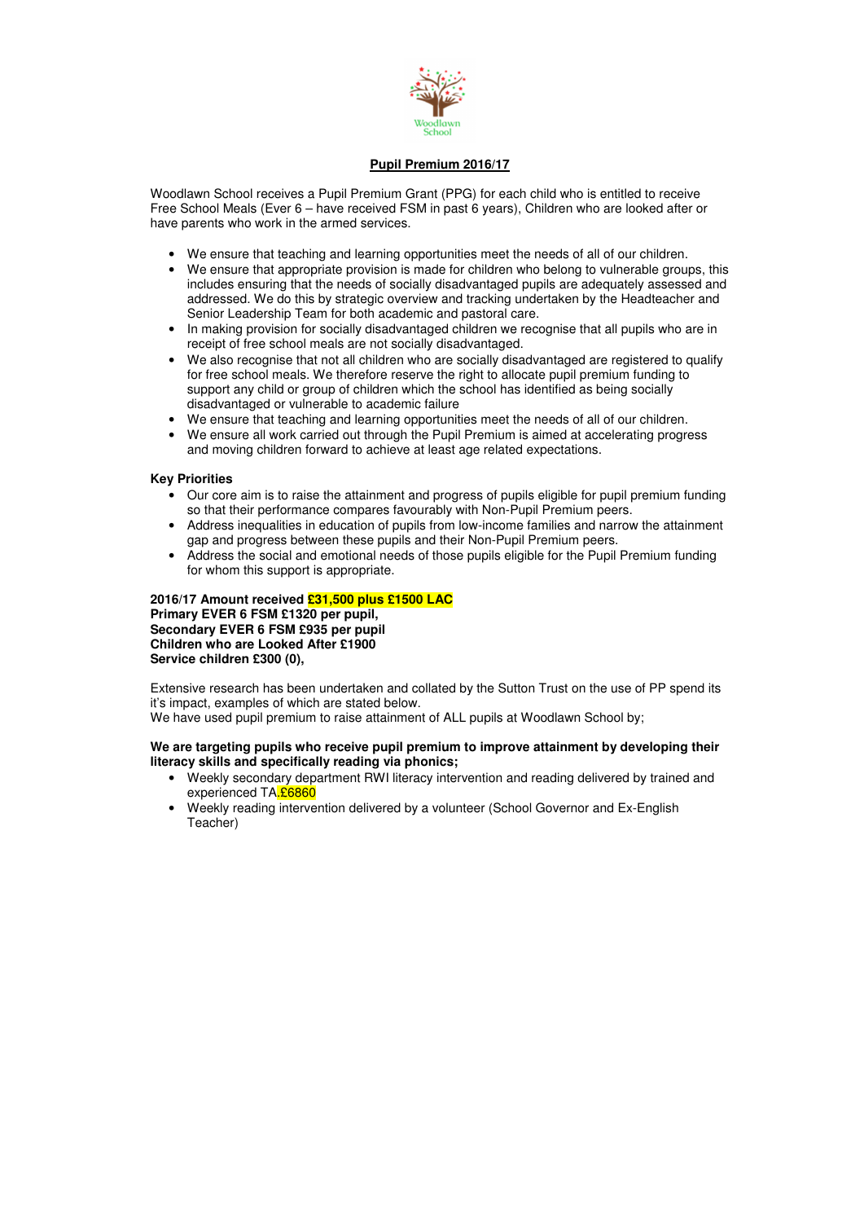## Pupil Premium 2016/17

Woodlawn School receives a Pupil Premium Grant (PPG) for each child who is entitled to receive Free School Meals (Ever 6 – have received FSM in past 6 years), Children who are looked after or have parents who work in the armed services.

- We ensure that teaching and learning opportunities meet the needs of all of our children.
- We ensure that appropriate provision is made for children who belong to vulnerable groups, this includes ensuring that the needs of socially disadvantaged pupils are adequately assessed and addressed. We do this by strategic overview and tracking undertaken by the Headteacher and Senior Leadership Team for both academic and pastoral care.
- In making provision for socially disadvantaged children we recognise that all pupils who are in receipt of free school meals are not socially disadvantaged.
- We also recognise that not all children who are socially disadvantaged are registered to qualify for free school meals. We therefore reserve the right to allocate pupil premium funding to support any child or group of children which the school has identified as being socially disadvantaged or vulnerable to academic failure
- We ensure that teaching and learning opportunities meet the needs of all of our children.
- We ensure all work carried out through the Pupil Premium is aimed at accelerating progress and moving children forward to achieve at least age related expectations.

**Key Priorities**

- Our core aim is to raise the attainment and progress of pupils eligible for pupil premium funding so that their performance compares favourably with Non-Pupil Premium peers.
- Address inequalities in education of pupils from low-income families and narrow the attainment gap and progress between these pupils and their Non-Pupil Premium peers.
- Address the social and emotional needs of those pupils eligible for the Pupil Premium funding for whom this support is appropriate.

**2016/17 Amount received £31,500 plus £1500 LAC**
**Primary EVER 6 FSM £1320 per pupil,**
**Secondary EVER 6 FSM £935 per pupil**
**Children who are Looked After £1900**
**Service children £300 (0),**

Extensive research has been undertaken and collated by the Sutton Trust on the use of PP spend its it's impact, examples of which are stated below.
We have used pupil premium to raise attainment of ALL pupils at Woodlawn School by;

**We are targeting pupils who receive pupil premium to improve attainment by developing their literacy skills and specifically reading via phonics;**

- Weekly secondary department RWI literacy intervention and reading delivered by trained and experienced TA.£6860
- Weekly reading intervention delivered by a volunteer (School Governor and Ex-English Teacher)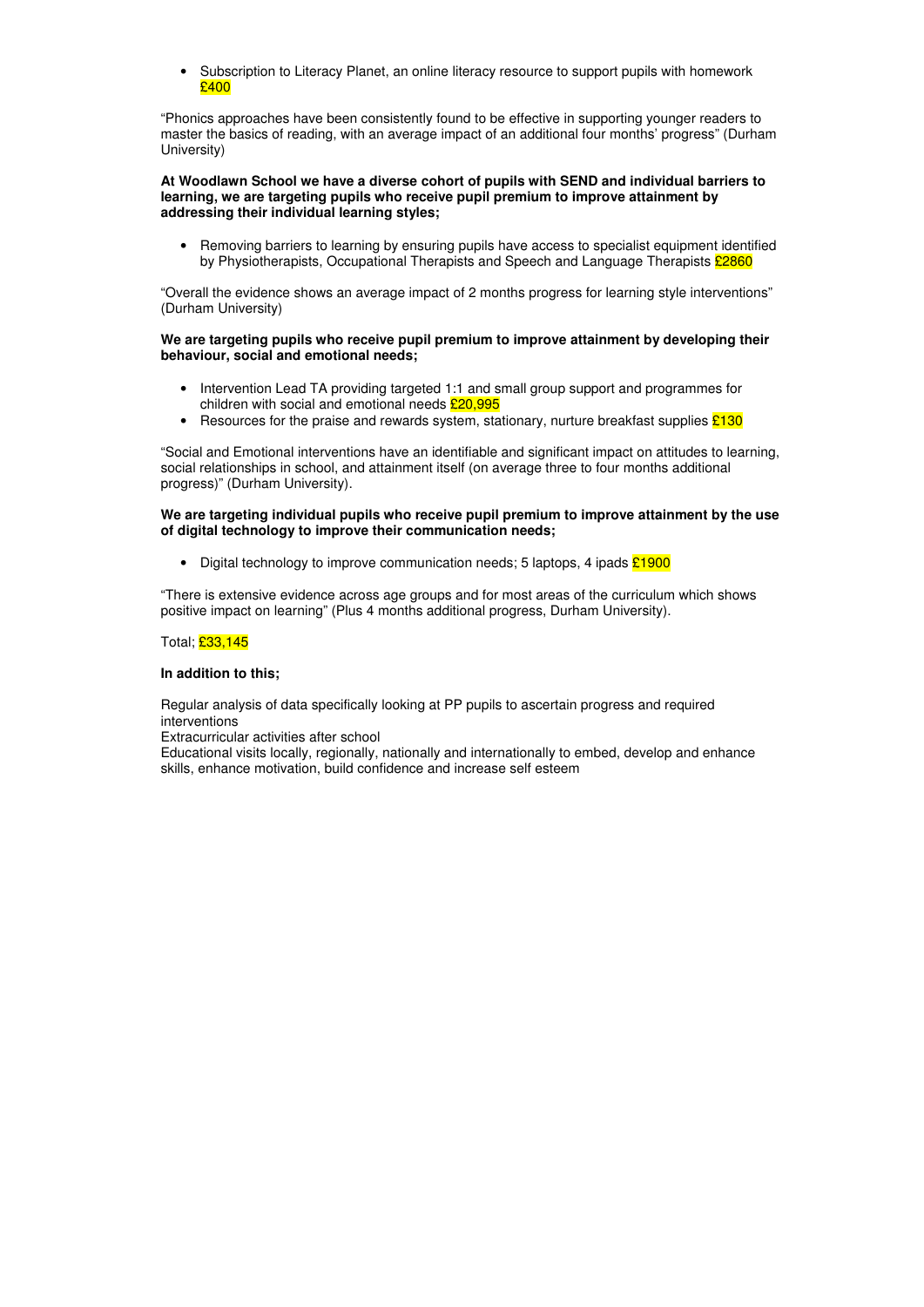- Subscription to Literacy Planet, an online literacy resource to support pupils with homework £400

"Phonics approaches have been consistently found to be effective in supporting younger readers to master the basics of reading, with an average impact of an additional four months' progress" (Durham University)

**At Woodlawn School we have a diverse cohort of pupils with SEND and individual barriers to learning, we are targeting pupils who receive pupil premium to improve attainment by addressing their individual learning styles;**

- Removing barriers to learning by ensuring pupils have access to specialist equipment identified by Physiotherapists, Occupational Therapists and Speech and Language Therapists £2860

"Overall the evidence shows an average impact of 2 months progress for learning style interventions" (Durham University)

**We are targeting pupils who receive pupil premium to improve attainment by developing their behaviour, social and emotional needs;**

- Intervention Lead TA providing targeted 1:1 and small group support and programmes for children with social and emotional needs £20,995
- Resources for the praise and rewards system, stationary, nurture breakfast supplies £130

"Social and Emotional interventions have an identifiable and significant impact on attitudes to learning, social relationships in school, and attainment itself (on average three to four months additional progress)" (Durham University).

**We are targeting individual pupils who receive pupil premium to improve attainment by the use of digital technology to improve their communication needs;**

- Digital technology to improve communication needs; 5 laptops, 4 ipads £1900

"There is extensive evidence across age groups and for most areas of the curriculum which shows positive impact on learning" (Plus 4 months additional progress, Durham University).

Total; £33,145

**In addition to this;**

Regular analysis of data specifically looking at PP pupils to ascertain progress and required interventions
Extracurricular activities after school
Educational visits locally, regionally, nationally and internationally to embed, develop and enhance skills, enhance motivation, build confidence and increase self esteem